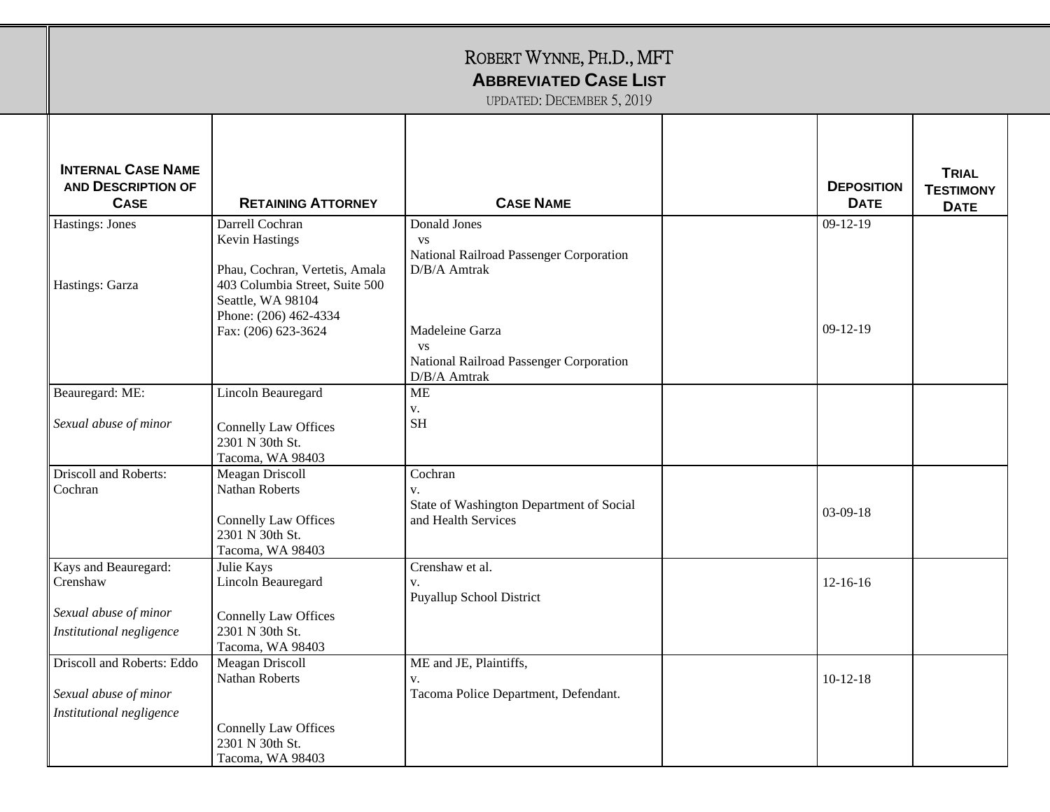# Robert Wynne, Ph.D., MFT

## Abbreviated Case List

Updated: December 5, 2019

| Internal Case Name and Description of Case | Retaining Attorney | Case Name | | Deposition Date | Trial Testimony Date |
|---|---|---|---|---|---|
| Hastings: Jones<br><br>Hastings: Garza | Darrell Cochran<br>Kevin Hastings<br><br>Phau, Cochran, Vertetis, Amala<br>403 Columbia Street, Suite 500<br>Seattle, WA 98104<br>Phone: (206) 462-4334<br>Fax: (206) 623-3624 | Donald Jones<br>vs<br>National Railroad Passenger Corporation D/B/A Amtrak<br><br>Madeleine Garza<br>vs<br>National Railroad Passenger Corporation D/B/A Amtrak | | 09-12-19<br><br>09-12-19 | |
| Beauregard: ME:<br><br>*Sexual abuse of minor* | Lincoln Beauregard<br><br>Connelly Law Offices<br>2301 N 30th St.<br>Tacoma, WA 98403 | ME<br>v.<br>SH | | | |
| Driscoll and Roberts: Cochran | Meagan Driscoll<br>Nathan Roberts<br><br>Connelly Law Offices<br>2301 N 30th St.<br>Tacoma, WA 98403 | Cochran<br>v.<br>State of Washington Department of Social and Health Services | | 03-09-18 | |
| Kays and Beauregard: Crenshaw<br><br>*Sexual abuse of minor*<br>*Institutional negligence* | Julie Kays<br>Lincoln Beauregard<br><br>Connelly Law Offices<br>2301 N 30th St.<br>Tacoma, WA 98403 | Crenshaw et al.<br>v.<br>Puyallup School District | | 12-16-16 | |
| Driscoll and Roberts: Eddo<br><br>*Sexual abuse of minor*<br>*Institutional negligence* | Meagan Driscoll<br>Nathan Roberts<br><br>Connelly Law Offices<br>2301 N 30th St.<br>Tacoma, WA 98403 | ME and JE, Plaintiffs,<br>v.<br>Tacoma Police Department, Defendant. | | 10-12-18 | |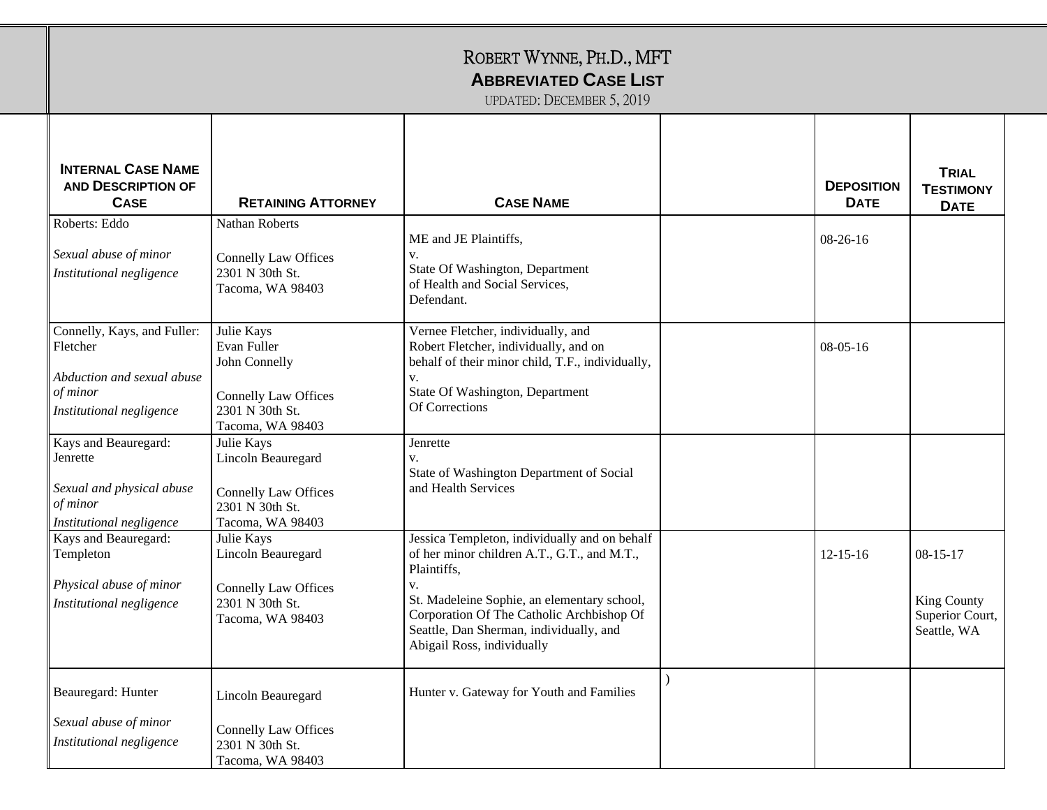# Robert Wynne, Ph.D., MFT

## Abbreviated Case List

Updated: December 5, 2019

| Internal Case Name and Description of Case | Retaining Attorney | Case Name | | Deposition Date | Trial Testimony Date |
|---|---|---|---|---|---|
| Roberts: Eddo<br><br>*Sexual abuse of minor*<br>*Institutional negligence* | Nathan Roberts<br><br>Connelly Law Offices<br>2301 N 30th St.<br>Tacoma, WA 98403 | ME and JE Plaintiffs,<br>v.<br>State Of Washington, Department of Health and Social Services,<br>Defendant. | | 08-26-16 | |
| Connelly, Kays, and Fuller: Fletcher<br><br>*Abduction and sexual abuse of minor*<br>*Institutional negligence* | Julie Kays<br>Evan Fuller<br>John Connelly<br><br>Connelly Law Offices<br>2301 N 30th St.<br>Tacoma, WA 98403 | Vernee Fletcher, individually, and Robert Fletcher, individually, and on behalf of their minor child, T.F., individually,<br>v.<br>State Of Washington, Department Of Corrections | | 08-05-16 | |
| Kays and Beauregard: Jenrette<br><br>*Sexual and physical abuse of minor*<br>*Institutional negligence* | Julie Kays<br>Lincoln Beauregard<br><br>Connelly Law Offices<br>2301 N 30th St.<br>Tacoma, WA 98403 | Jenrette<br>v.<br>State of Washington Department of Social and Health Services | | | |
| Kays and Beauregard: Templeton<br><br>*Physical abuse of minor*<br>*Institutional negligence* | Julie Kays<br>Lincoln Beauregard<br><br>Connelly Law Offices<br>2301 N 30th St.<br>Tacoma, WA 98403 | Jessica Templeton, individually and on behalf of her minor children A.T., G.T., and M.T., Plaintiffs,<br>v.<br>St. Madeleine Sophie, an elementary school, Corporation Of The Catholic Archbishop Of Seattle, Dan Sherman, individually, and Abigail Ross, individually | | 12-15-16 | 08-15-17<br><br>King County Superior Court, Seattle, WA |
| Beauregard: Hunter<br><br>*Sexual abuse of minor*<br>*Institutional negligence* | Lincoln Beauregard<br><br>Connelly Law Offices<br>2301 N 30th St.<br>Tacoma, WA 98403 | Hunter v. Gateway for Youth and Families | ) | | |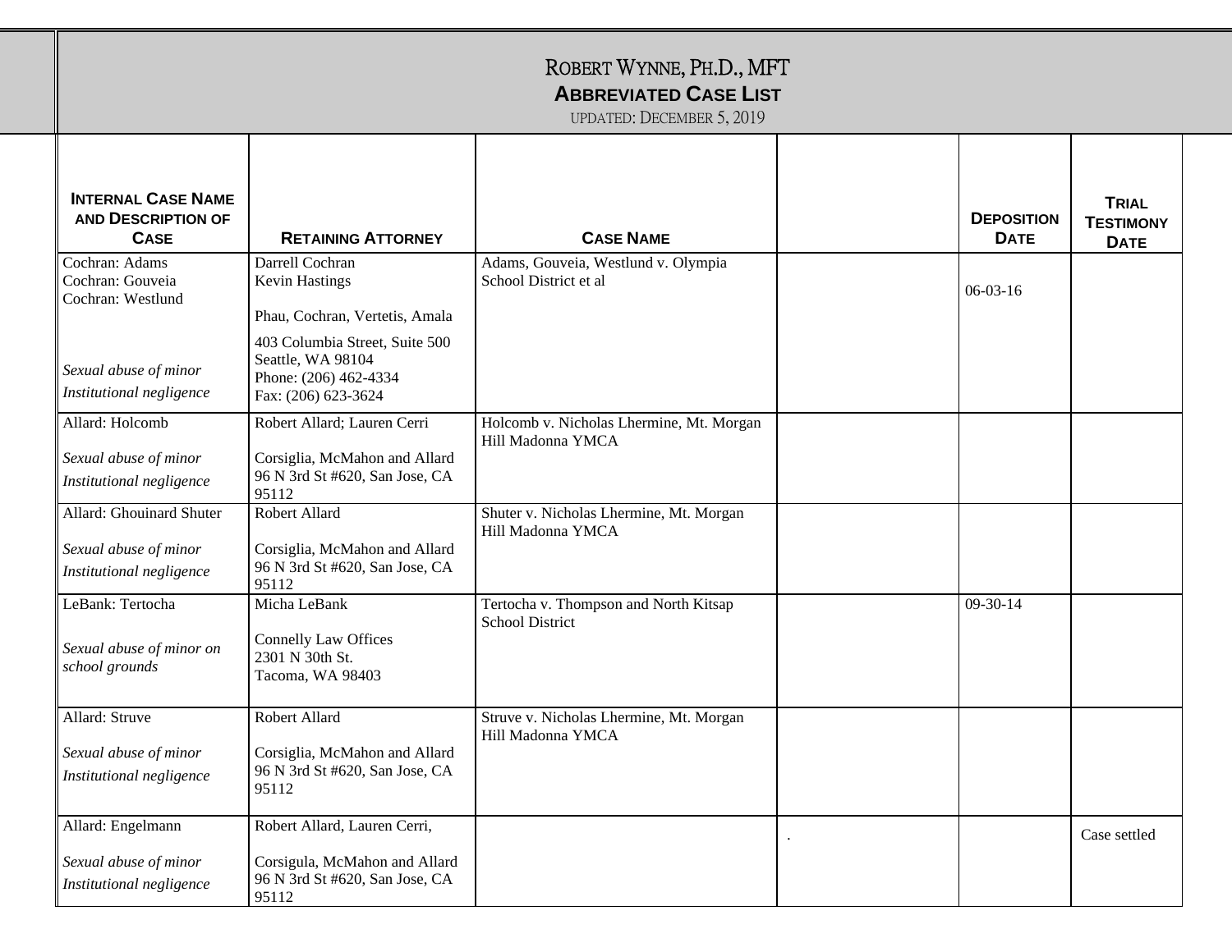# ROBERT WYNNE, PH.D., MFT

## ABBREVIATED CASE LIST

UPDATED: DECEMBER 5, 2019

| INTERNAL CASE NAME AND DESCRIPTION OF CASE | RETAINING ATTORNEY | CASE NAME | | DEPOSITION DATE | TRIAL TESTIMONY DATE |
|---|---|---|---|---|---|
| Cochran: Adams<br>Cochran: Gouveia<br>Cochran: Westlund<br><br>*Sexual abuse of minor*<br>*Institutional negligence* | Darrell Cochran<br>Kevin Hastings<br><br>Phau, Cochran, Vertetis, Amala<br>403 Columbia Street, Suite 500<br>Seattle, WA 98104<br>Phone: (206) 462-4334<br>Fax: (206) 623-3624 | Adams, Gouveia, Westlund v. Olympia School District et al | | 06-03-16 | |
| Allard: Holcomb<br><br>*Sexual abuse of minor*<br>*Institutional negligence* | Robert Allard; Lauren Cerri<br><br>Corsiglia, McMahon and Allard<br>96 N 3rd St #620, San Jose, CA 95112 | Holcomb v. Nicholas Lhermine, Mt. Morgan Hill Madonna YMCA | | | |
| Allard: Ghouinard Shuter<br><br>*Sexual abuse of minor*<br>*Institutional negligence* | Robert Allard<br><br>Corsiglia, McMahon and Allard<br>96 N 3rd St #620, San Jose, CA 95112 | Shuter v. Nicholas Lhermine, Mt. Morgan Hill Madonna YMCA | | | |
| LeBank: Tertocha<br><br>*Sexual abuse of minor on school grounds* | Micha LeBank<br><br>Connelly Law Offices<br>2301 N 30th St.<br>Tacoma, WA 98403 | Tertocha v. Thompson and North Kitsap School District | | 09-30-14 | |
| Allard: Struve<br><br>*Sexual abuse of minor*<br>*Institutional negligence* | Robert Allard<br><br>Corsiglia, McMahon and Allard<br>96 N 3rd St #620, San Jose, CA 95112 | Struve v. Nicholas Lhermine, Mt. Morgan Hill Madonna YMCA | | | |
| Allard: Engelmann<br><br>*Sexual abuse of minor*<br>*Institutional negligence* | Robert Allard, Lauren Cerri,<br><br>Corsigula, McMahon and Allard<br>96 N 3rd St #620, San Jose, CA 95112 | | . | | Case settled |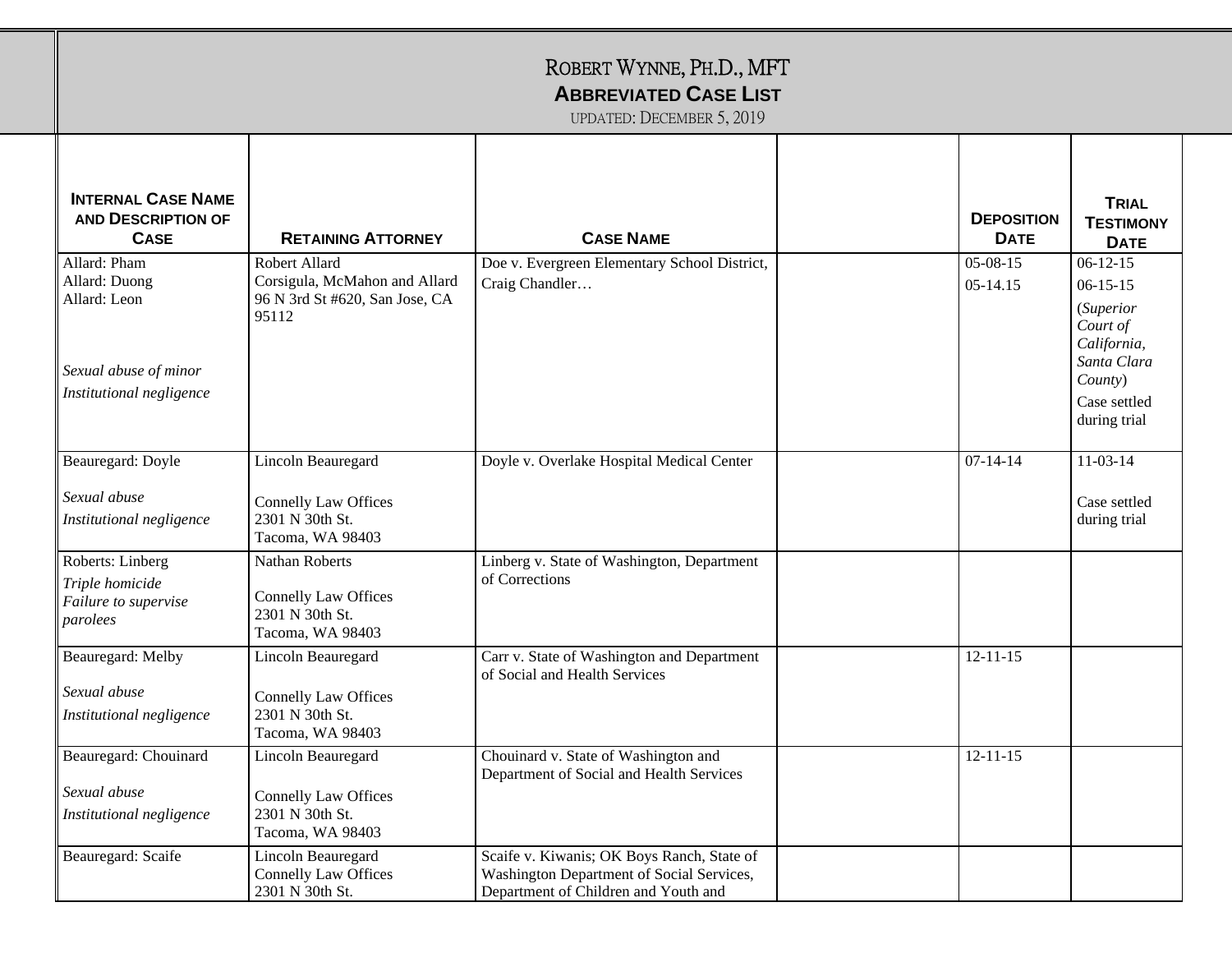# ROBERT WYNNE, PH.D., MFT

## ABBREVIATED CASE LIST

UPDATED: DECEMBER 5, 2019

| INTERNAL CASE NAME AND DESCRIPTION OF CASE | RETAINING ATTORNEY | CASE NAME | | DEPOSITION DATE | TRIAL TESTIMONY DATE |
|---|---|---|---|---|---|
| Allard: Pham<br>Allard: Duong<br>Allard: Leon<br><br>*Sexual abuse of minor*<br>*Institutional negligence* | Robert Allard<br>Corsigula, McMahon and Allard<br>96 N 3rd St #620, San Jose, CA 95112 | Doe v. Evergreen Elementary School District, Craig Chandler… | | 05-08-15<br>05-14.15 | 06-12-15<br>06-15-15<br>(*Superior Court of California, Santa Clara County*)<br>Case settled during trial |
| Beauregard: Doyle<br><br>*Sexual abuse*<br>*Institutional negligence* | Lincoln Beauregard<br><br>Connelly Law Offices<br>2301 N 30th St.<br>Tacoma, WA 98403 | Doyle v. Overlake Hospital Medical Center | | 07-14-14 | 11-03-14<br><br>Case settled during trial |
| Roberts: Linberg<br>*Triple homicide*<br>*Failure to supervise parolees* | Nathan Roberts<br><br>Connelly Law Offices<br>2301 N 30th St.<br>Tacoma, WA 98403 | Linberg v. State of Washington, Department of Corrections | | | |
| Beauregard: Melby<br><br>*Sexual abuse*<br>*Institutional negligence* | Lincoln Beauregard<br><br>Connelly Law Offices<br>2301 N 30th St.<br>Tacoma, WA 98403 | Carr v. State of Washington and Department of Social and Health Services | | 12-11-15 | |
| Beauregard: Chouinard<br><br>*Sexual abuse*<br>*Institutional negligence* | Lincoln Beauregard<br><br>Connelly Law Offices<br>2301 N 30th St.<br>Tacoma, WA 98403 | Chouinard v. State of Washington and Department of Social and Health Services | | 12-11-15 | |
| Beauregard: Scaife | Lincoln Beauregard<br>Connelly Law Offices<br>2301 N 30th St. | Scaife v. Kiwanis; OK Boys Ranch, State of Washington Department of Social Services, Department of Children and Youth and | | | |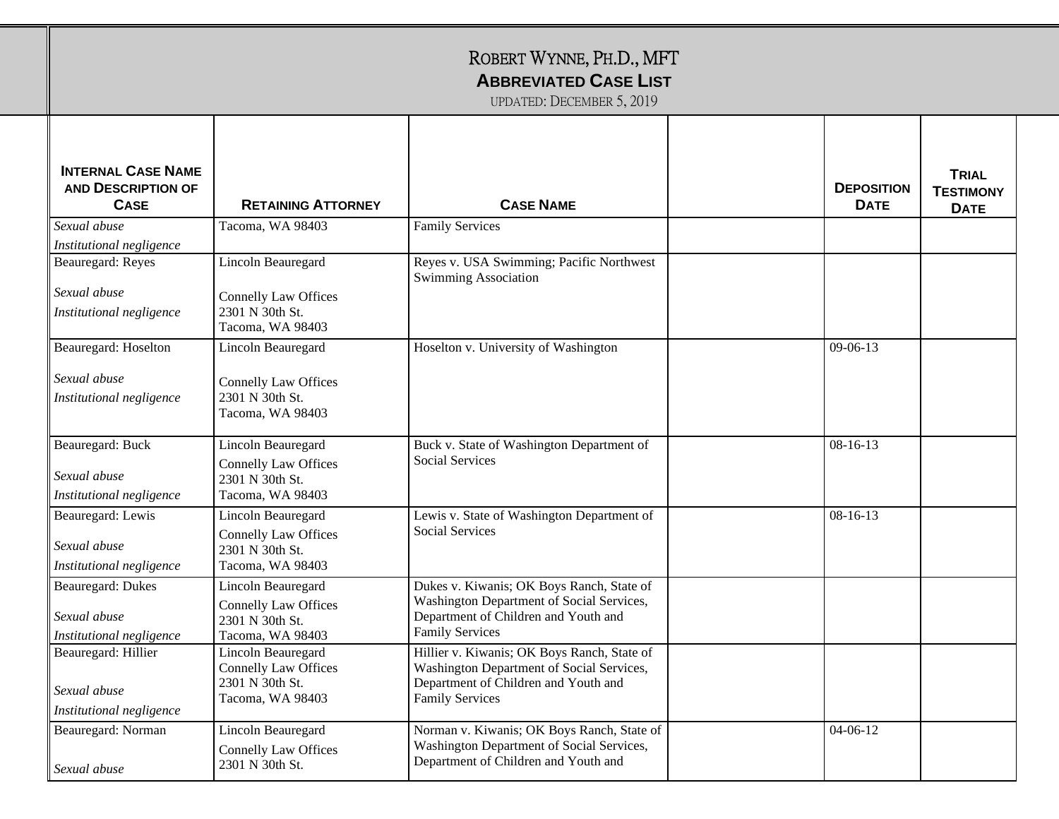# ROBERT WYNNE, PH.D., MFT

## ABBREVIATED CASE LIST

UPDATED: DECEMBER 5, 2019

| INTERNAL CASE NAME AND DESCRIPTION OF CASE | RETAINING ATTORNEY | CASE NAME | | DEPOSITION DATE | TRIAL TESTIMONY DATE |
|---|---|---|---|---|---|
| *Sexual abuse* *Institutional negligence* | Tacoma, WA 98403 | Family Services | | | |
| Beauregard: Reyes *Sexual abuse* *Institutional negligence* | Lincoln Beauregard Connelly Law Offices 2301 N 30th St. Tacoma, WA 98403 | Reyes v. USA Swimming; Pacific Northwest Swimming Association | | | |
| Beauregard: Hoselton *Sexual abuse* *Institutional negligence* | Lincoln Beauregard Connelly Law Offices 2301 N 30th St. Tacoma, WA 98403 | Hoselton v. University of Washington | | 09-06-13 | |
| Beauregard: Buck *Sexual abuse* *Institutional negligence* | Lincoln Beauregard Connelly Law Offices 2301 N 30th St. Tacoma, WA 98403 | Buck v. State of Washington Department of Social Services | | 08-16-13 | |
| Beauregard: Lewis *Sexual abuse* *Institutional negligence* | Lincoln Beauregard Connelly Law Offices 2301 N 30th St. Tacoma, WA 98403 | Lewis v. State of Washington Department of Social Services | | 08-16-13 | |
| Beauregard: Dukes *Sexual abuse* *Institutional negligence* | Lincoln Beauregard Connelly Law Offices 2301 N 30th St. Tacoma, WA 98403 | Dukes v. Kiwanis; OK Boys Ranch, State of Washington Department of Social Services, Department of Children and Youth and Family Services | | | |
| Beauregard: Hillier *Sexual abuse* *Institutional negligence* | Lincoln Beauregard Connelly Law Offices 2301 N 30th St. Tacoma, WA 98403 | Hillier v. Kiwanis; OK Boys Ranch, State of Washington Department of Social Services, Department of Children and Youth and Family Services | | | |
| Beauregard: Norman *Sexual abuse* | Lincoln Beauregard Connelly Law Offices 2301 N 30th St. | Norman v. Kiwanis; OK Boys Ranch, State of Washington Department of Social Services, Department of Children and Youth and | | 04-06-12 | |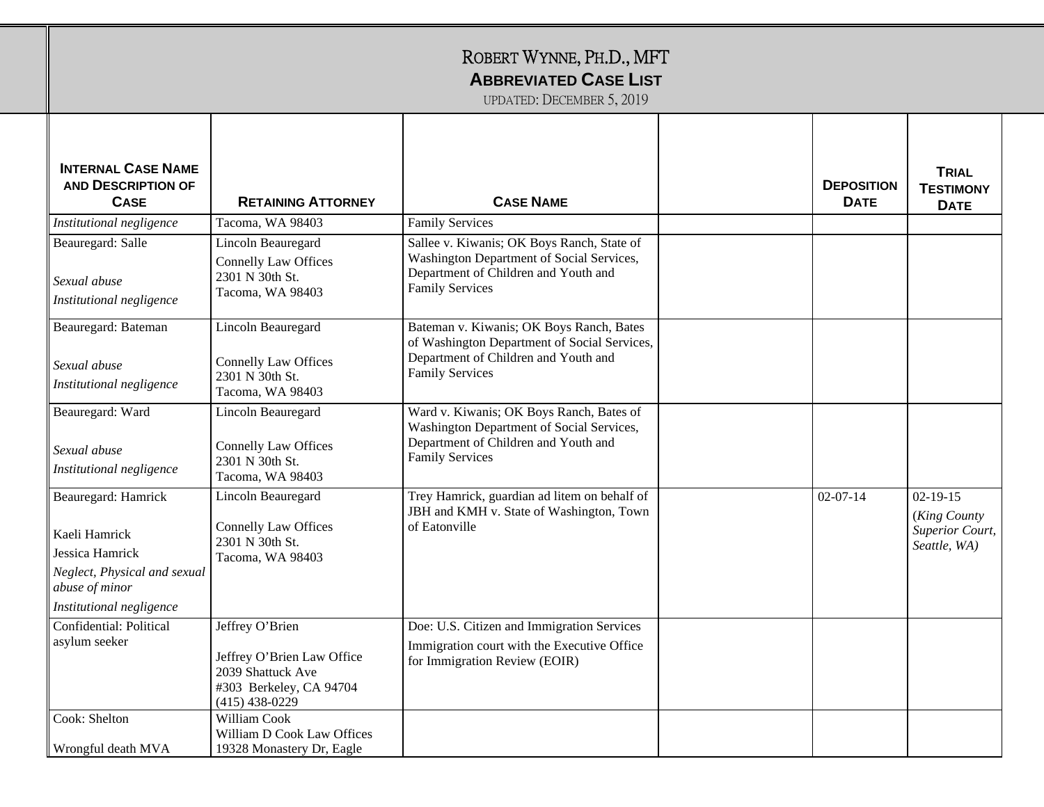# ROBERT WYNNE, PH.D., MFT

## ABBREVIATED CASE LIST

UPDATED: DECEMBER 5, 2019

| INTERNAL CASE NAME AND DESCRIPTION OF CASE | RETAINING ATTORNEY | CASE NAME | | DEPOSITION DATE | TRIAL TESTIMONY DATE |
|---|---|---|---|---|---|
| *Institutional negligence* | Tacoma, WA 98403 | Family Services | | | |
| Beauregard: Salle<br><br>*Sexual abuse*<br>*Institutional negligence* | Lincoln Beauregard<br>Connelly Law Offices<br>2301 N 30th St.<br>Tacoma, WA 98403 | Sallee v. Kiwanis; OK Boys Ranch, State of Washington Department of Social Services, Department of Children and Youth and Family Services | | | |
| Beauregard: Bateman<br><br>*Sexual abuse*<br>*Institutional negligence* | Lincoln Beauregard<br><br>Connelly Law Offices<br>2301 N 30th St.<br>Tacoma, WA 98403 | Bateman v. Kiwanis; OK Boys Ranch, Bates of Washington Department of Social Services, Department of Children and Youth and Family Services | | | |
| Beauregard: Ward<br><br>*Sexual abuse*<br>*Institutional negligence* | Lincoln Beauregard<br><br>Connelly Law Offices<br>2301 N 30th St.<br>Tacoma, WA 98403 | Ward v. Kiwanis; OK Boys Ranch, Bates of Washington Department of Social Services, Department of Children and Youth and Family Services | | | |
| Beauregard: Hamrick<br><br>Kaeli Hamrick<br>Jessica Hamrick<br>*Neglect, Physical and sexual abuse of minor*<br>*Institutional negligence* | Lincoln Beauregard<br><br>Connelly Law Offices<br>2301 N 30th St.<br>Tacoma, WA 98403 | Trey Hamrick, guardian ad litem on behalf of JBH and KMH v. State of Washington, Town of Eatonville | | 02-07-14 | 02-19-15<br>(*King County Superior Court, Seattle, WA)* |
| Confidential: Political asylum seeker | Jeffrey O'Brien<br><br>Jeffrey O'Brien Law Office<br>2039 Shattuck Ave<br>#303 Berkeley, CA 94704<br>(415) 438-0229 | Doe: U.S. Citizen and Immigration Services<br>Immigration court with the Executive Office for Immigration Review (EOIR) | | | |
| Cook: Shelton<br><br>Wrongful death MVA | William Cook<br>William D Cook Law Offices<br>19328 Monastery Dr, Eagle | | | | |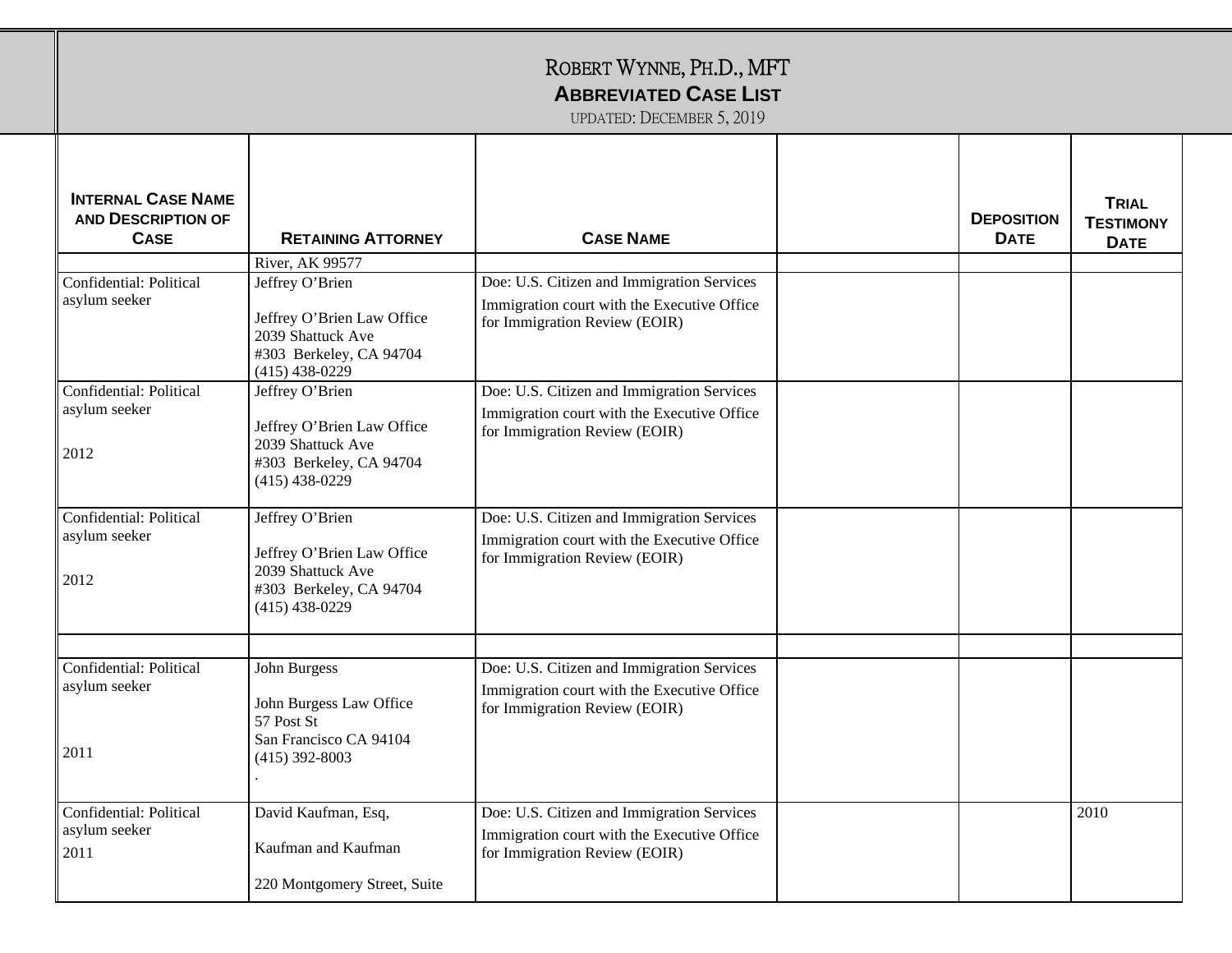# ROBERT WYNNE, PH.D., MFT

## ABBREVIATED CASE LIST

UPDATED: DECEMBER 5, 2019

| INTERNAL CASE NAME AND DESCRIPTION OF CASE | RETAINING ATTORNEY | CASE NAME | | DEPOSITION DATE | TRIAL TESTIMONY DATE |
|---|---|---|---|---|---|
| | River, AK 99577 | | | | |
| Confidential: Political asylum seeker | Jeffrey O'Brien<br><br>Jeffrey O'Brien Law Office<br>2039 Shattuck Ave<br>#303 Berkeley, CA 94704<br>(415) 438-0229 | Doe: U.S. Citizen and Immigration Services<br>Immigration court with the Executive Office for Immigration Review (EOIR) | | | |
| Confidential: Political asylum seeker<br><br>2012 | Jeffrey O'Brien<br><br>Jeffrey O'Brien Law Office<br>2039 Shattuck Ave<br>#303 Berkeley, CA 94704<br>(415) 438-0229 | Doe: U.S. Citizen and Immigration Services<br>Immigration court with the Executive Office for Immigration Review (EOIR) | | | |
| Confidential: Political asylum seeker<br><br>2012 | Jeffrey O'Brien<br><br>Jeffrey O'Brien Law Office<br>2039 Shattuck Ave<br>#303 Berkeley, CA 94704<br>(415) 438-0229 | Doe: U.S. Citizen and Immigration Services<br>Immigration court with the Executive Office for Immigration Review (EOIR) | | | |
| | | | | | |
| Confidential: Political asylum seeker<br><br>2011 | John Burgess<br><br>John Burgess Law Office<br>57 Post St<br>San Francisco CA 94104<br>(415) 392-8003<br>. | Doe: U.S. Citizen and Immigration Services<br>Immigration court with the Executive Office for Immigration Review (EOIR) | | | |
| Confidential: Political asylum seeker<br>2011 | David Kaufman, Esq,<br><br>Kaufman and Kaufman<br><br>220 Montgomery Street, Suite | Doe: U.S. Citizen and Immigration Services<br>Immigration court with the Executive Office for Immigration Review (EOIR) | | | 2010 |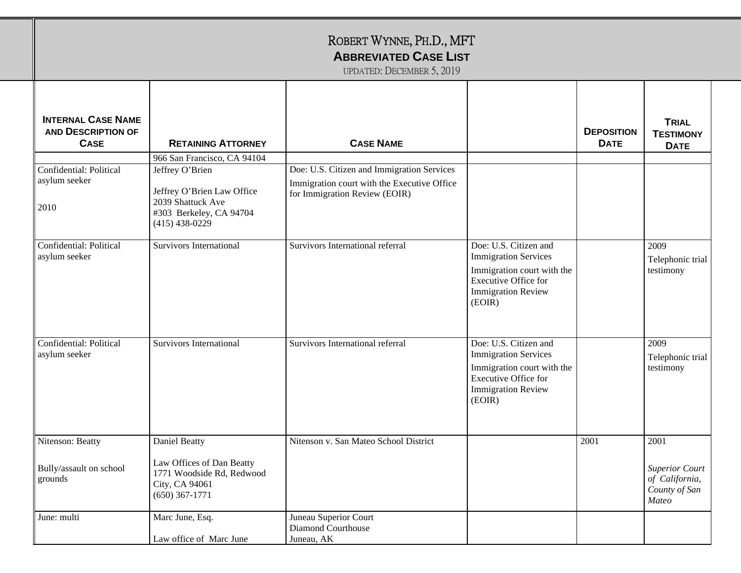# ROBERT WYNNE, PH.D., MFT

## ABBREVIATED CASE LIST

UPDATED: DECEMBER 5, 2019

| INTERNAL CASE NAME AND DESCRIPTION OF CASE | RETAINING ATTORNEY | CASE NAME | | DEPOSITION DATE | TRIAL TESTIMONY DATE |
|---|---|---|---|---|---|
| | 966 San Francisco, CA 94104 | | | | |
| Confidential: Political asylum seeker<br><br>2010 | Jeffrey O'Brien<br><br>Jeffrey O'Brien Law Office<br>2039 Shattuck Ave<br>#303 Berkeley, CA 94704<br>(415) 438-0229 | Doe: U.S. Citizen and Immigration Services<br>Immigration court with the Executive Office for Immigration Review (EOIR) | | | |
| Confidential: Political asylum seeker | Survivors International | Survivors International referral | Doe: U.S. Citizen and Immigration Services<br>Immigration court with the Executive Office for Immigration Review (EOIR) | | 2009<br>Telephonic trial testimony |
| Confidential: Political asylum seeker | Survivors International | Survivors International referral | Doe: U.S. Citizen and Immigration Services<br>Immigration court with the Executive Office for Immigration Review (EOIR) | | 2009<br>Telephonic trial testimony |
| Nitenson: Beatty<br><br>Bully/assault on school grounds | Daniel Beatty<br><br>Law Offices of Dan Beatty<br>1771 Woodside Rd, Redwood City, CA 94061<br>(650) 367-1771 | Nitenson v. San Mateo School District | | 2001 | 2001<br><br>*Superior Court of California, County of San Mateo* |
| June: multi | Marc June, Esq.<br><br>Law office of Marc June | Juneau Superior Court<br>Diamond Courthouse<br>Juneau, AK | | | |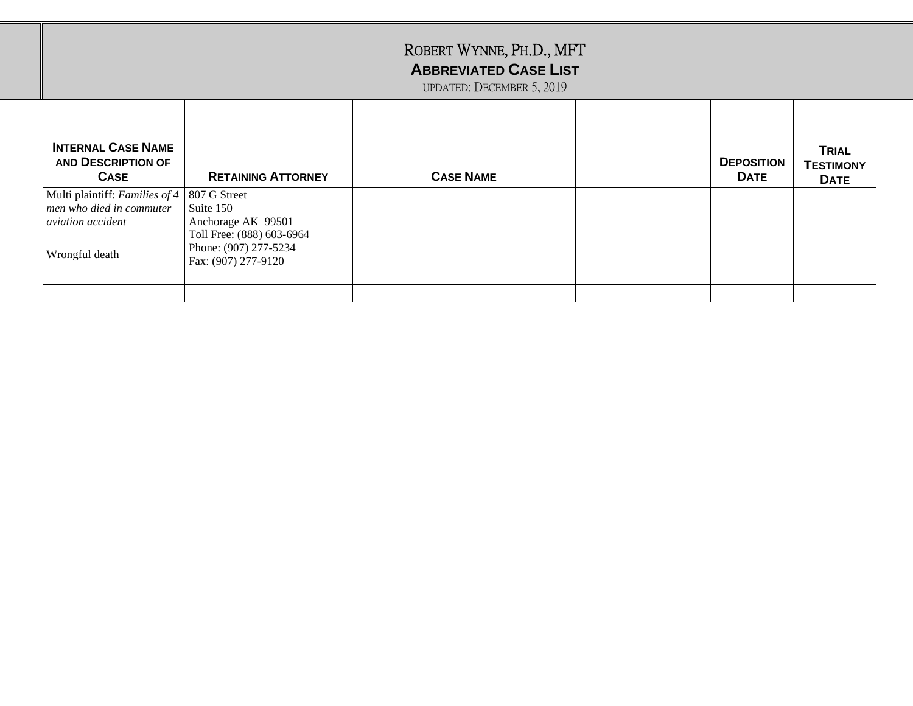# Robert Wynne, Ph.D., MFT

## Abbreviated Case List

Updated: December 5, 2019

| Internal Case Name and Description of Case | Retaining Attorney | Case Name | | Deposition Date | Trial Testimony Date |
|---|---|---|---|---|---|
| Multi plaintiff: *Families of 4 men who died in commuter aviation accident*<br><br>Wrongful death | 807 G Street<br>Suite 150<br>Anchorage AK 99501<br>Toll Free: (888) 603-6964<br>Phone: (907) 277-5234<br>Fax: (907) 277-9120 | | | | |
| | | | | | |